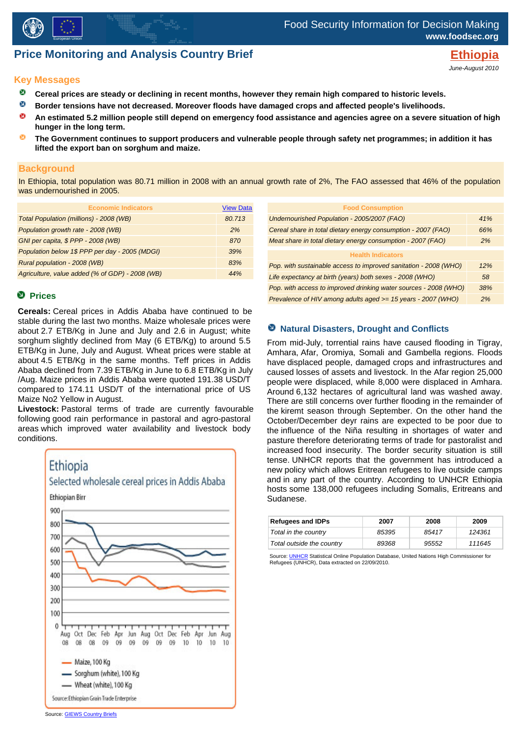Food Security Information for Decision Making
www.foodsec.org

# Price Monitoring and Analysis Country Brief

## Ethiopia

*June-August 2010*

## Key Messages

- **Cereal prices are steady or declining in recent months, however they remain high compared to historic levels.**
- **Border tensions have not decreased. Moreover floods have damaged crops and affected people's livelihoods.**
- **An estimated 5.2 million people still depend on emergency food assistance and agencies agree on a severe situation of high hunger in the long term.**
- **The Government continues to support producers and vulnerable people through safety net programmes; in addition it has lifted the export ban on sorghum and maize.**

## Background

In Ethiopia, total population was 80.71 million in 2008 with an annual growth rate of 2%, The FAO assessed that 46% of the population was undernourished in 2005.

| Economic Indicators | View Data |
|---|---|
| *Total Population (millions) - 2008 (WB)* | *80.713* |
| *Population growth rate - 2008 (WB)* | *2%* |
| *GNI per capita, $ PPP - 2008 (WB)* | *870* |
| *Population below 1$ PPP per day - 2005 (MDGI)* | *39%* |
| *Rural population - 2008 (WB)* | *83%* |
| *Agriculture, value added (% of GDP) - 2008 (WB)* | *44%* |

| Food Consumption | |
|---|---|
| *Undernourished Population - 2005/2007 (FAO)* | *41%* |
| *Cereal share in total dietary energy consumption - 2007 (FAO)* | *66%* |
| *Meat share in total dietary energy consumption - 2007 (FAO)* | *2%* |

| Health Indicators | |
|---|---|
| *Pop. with sustainable access to improved sanitation - 2008 (WHO)* | *12%* |
| *Life expectancy at birth (years) both sexes - 2008 (WHO)* | *58* |
| *Pop. with access to improved drinking water sources - 2008 (WHO)* | *38%* |
| *Prevalence of HIV among adults aged >= 15 years - 2007 (WHO)* | *2%* |

### Prices

**Cereals:** Cereal prices in Addis Ababa have continued to be stable during the last two months. Maize wholesale prices were about 2.7 ETB/Kg in June and July and 2.6 in August; white sorghum slightly declined from May (6 ETB/Kg) to around 5.5 ETB/Kg in June, July and August. Wheat prices were stable at about 4.5 ETB/Kg in the same months. Teff prices in Addis Ababa declined from 7.39 ETB/Kg in June to 6.8 ETB/Kg in July /Aug. Maize prices in Addis Ababa were quoted 191.38 USD/T compared to 174.11 USD/T of the international price of US Maize No2 Yellow in August.

**Livestock:** Pastoral terms of trade are currently favourable following good rain performance in pastoral and agro-pastoral areas which improved water availability and livestock body conditions.

Source: GIEWS Country Briefs

### Natural Disasters, Drought and Conflicts

From mid-July, torrential rains have caused flooding in Tigray, Amhara, Afar, Oromiya, Somali and Gambella regions. Floods have displaced people, damaged crops and infrastructures and caused losses of assets and livestock. In the Afar region 25,000 people were displaced, while 8,000 were displaced in Amhara. Around 6,132 hectares of agricultural land was washed away. There are still concerns over further flooding in the remainder of the kiremt season through September. On the other hand the October/December deyr rains are expected to be poor due to the influence of the Niña resulting in shortages of water and pasture therefore deteriorating terms of trade for pastoralist and increased food insecurity. The border security situation is still tense. UNHCR reports that the government has introduced a new policy which allows Eritrean refugees to live outside camps and in any part of the country. According to UNHCR Ethiopia hosts some 138,000 refugees including Somalis, Eritreans and Sudanese.

| Refugees and IDPs | 2007 | 2008 | 2009 |
|---|---|---|---|
| *Total in the country* | *85395* | *85417* | *124361* |
| *Total outside the country* | *89368* | *95552* | *111645* |

Source: UNHCR Statistical Online Population Database, United Nations High Commissioner for Refugees (UNHCR), Data extracted on 22/09/2010.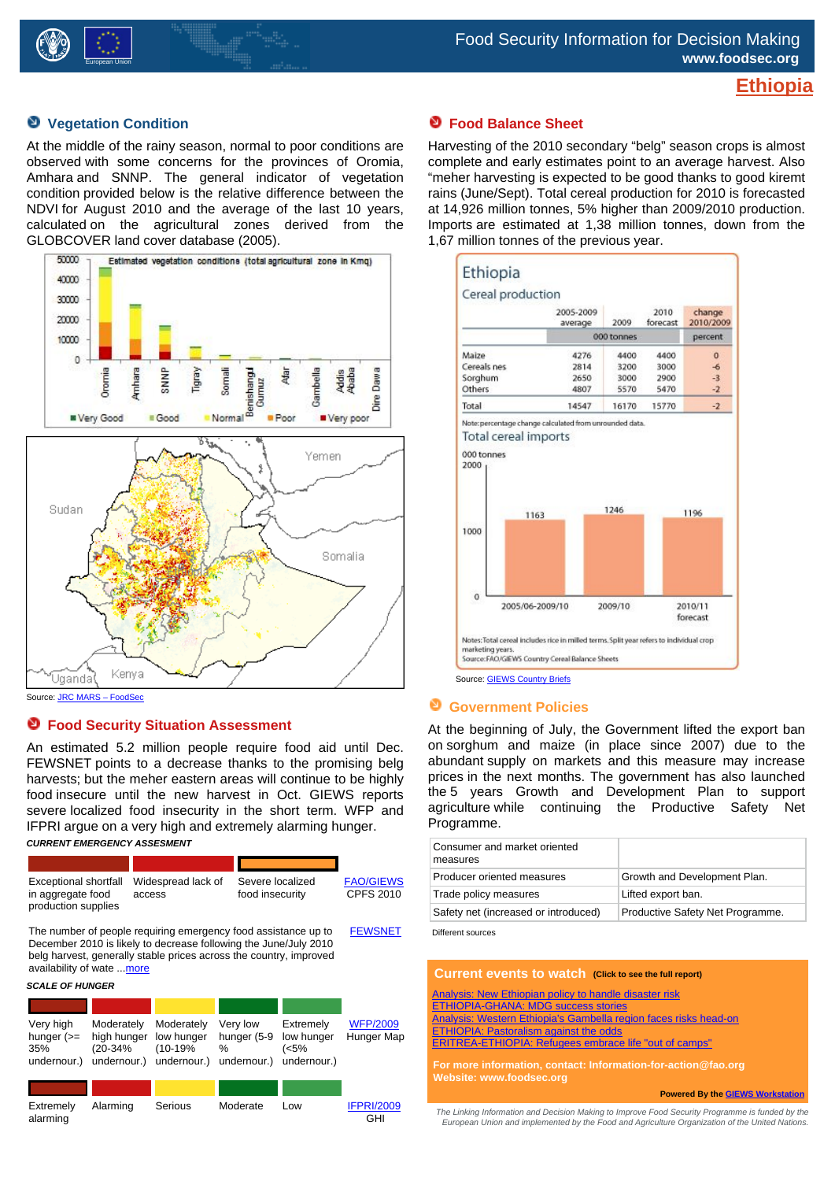# Ethiopia

## Vegetation Condition

At the middle of the rainy season, normal to poor conditions are observed with some concerns for the provinces of Oromia, Amhara and SNNP. The general indicator of vegetation condition provided below is the relative difference between the NDVI for August 2010 and the average of the last 10 years, calculated on the agricultural zones derived from the GLOBCOVER land cover database (2005).

Estimated vegetation conditions (total agricultural zone in Kmq)

50000
40000
30000
20000
10000
0

Oromia, Amhara, SNNP, Tigray, Somali, Benishangul Gumuz, Afar, Gambella, Addis Ababa, Dire Dawa

Very Good, Good, Normal, Poor, Very poor

Yemen, Sudan, Somalia, Uganda, Kenya

Source: JRC MARS – FoodSec

## Food Security Situation Assessment

An estimated 5.2 million people require food aid until Dec. FEWSNET points to a decrease thanks to the promising belg harvests; but the meher eastern areas will continue to be highly food insecure until the new harvest in Oct. GIEWS reports severe localized food insecurity in the short term. WFP and IFPRI argue on a very high and extremely alarming hunger.

***CURRENT EMERGENCY ASSESMENT***

| | | | |
|---|---|---|---|
| Exceptional shortfall in aggregate food production supplies | Widespread lack of access | Severe localized food insecurity | FAO/GIEWS CPFS 2010 |

The number of people requiring emergency food assistance up to December 2010 is likely to decrease following the June/July 2010 belg harvest, generally stable prices across the country, improved availability of wate ...more — FEWSNET

***SCALE OF HUNGER***

| | | | | | |
|---|---|---|---|---|---|
| Very high hunger (>= 35% undernour.) | Moderately high hunger (20-34% undernour.) | Moderately low hunger (10-19% undernour.) | Very low hunger (5-9 % undernour.) | Extremely low hunger (<5% undernour.) | WFP/2009 Hunger Map |
| Extremely alarming | Alarming | Serious | Moderate | Low | IFPRI/2009 GHI |

## Food Balance Sheet

Harvesting of the 2010 secondary "belg" season crops is almost complete and early estimates point to an average harvest. Also "meher harvesting is expected to be good thanks to good kiremt rains (June/Sept). Total cereal production for 2010 is forecasted at 14,926 million tonnes, 5% higher than 2009/2010 production. Imports are estimated at 1,38 million tonnes, down from the 1,67 million tonnes of the previous year.

**Ethiopia**

Cereal production

| | 2005-2009 average | 2009 | 2010 forecast | change 2010/2009 |
|---|---|---|---|---|
| | | 000 tonnes | | percent |
| Maize | 4276 | 4400 | 4400 | 0 |
| Cereals nes | 2814 | 3200 | 3000 | -6 |
| Sorghum | 2650 | 3000 | 2900 | -3 |
| Others | 4807 | 5570 | 5470 | -2 |
| Total | 14547 | 16170 | 15770 | -2 |

Note: percentage change calculated from unrounded data.

Total cereal imports

000 tonnes
2000
1000
0
1163
1246
1196
2005/06-2009/10
2009/10
2010/11 forecast

Notes: Total cereal includes rice in milled terms. Split year refers to individual crop marketing years.
Source: FAO/GIEWS Country Cereal Balance Sheets

Source: GIEWS Country Briefs

## Government Policies

At the beginning of July, the Government lifted the export ban on sorghum and maize (in place since 2007) due to the abundant supply on markets and this measure may increase prices in the next months. The government has also launched the 5 years Growth and Development Plan to support agriculture while continuing the Productive Safety Net Programme.

| | |
|---|---|
| Consumer and market oriented measures | |
| Producer oriented measures | Growth and Development Plan. |
| Trade policy measures | Lifted export ban. |
| Safety net (increased or introduced) | Productive Safety Net Programme. |

Different sources

## Current events to watch (Click to see the full report)

- Analysis: New Ethiopian policy to handle disaster risk
- ETHIOPIA-GHANA: MDG success stories
- Analysis: Western Ethiopia's Gambella region faces risks head-on
- ETHIOPIA: Pastoralism against the odds
- ERITREA-ETHIOPIA: Refugees embrace life "out of camps"

**For more information, contact: Information-for-action@fao.org**
**Website: www.foodsec.org**

**Powered By the GIEWS Workstation**

*The Linking Information and Decision Making to Improve Food Security Programme is funded by the European Union and implemented by the Food and Agriculture Organization of the United Nations.*